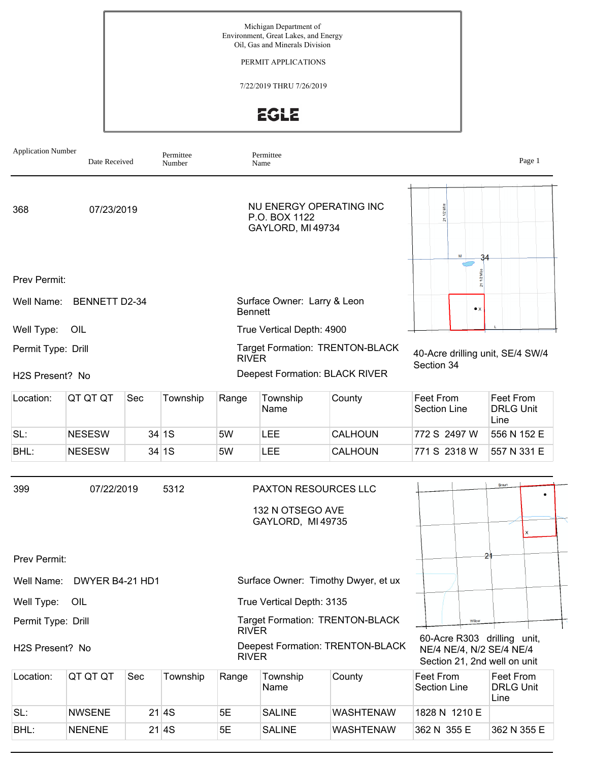Michigan Department of
Environment, Great Lakes, and Energy
Oil, Gas and Minerals Division

PERMIT APPLICATIONS

7/22/2019 THRU 7/26/2019

EGLE

| Application Number | Date Received | Permittee Number | Permittee Name |
|---|---|---|---|

---

368 | 07/23/2019 | | NU ENERGY OPERATING INC
P.O. BOX 1122
GAYLORD, MI 49734

Prev Permit:

Well Name: BENNETT D2-34

Surface Owner: Larry & Leon Bennett

Well Type: OIL

True Vertical Depth: 4900

Permit Type: Drill

Target Formation: TRENTON-BLACK RIVER

H2S Present? No

Deepest Formation: BLACK RIVER

40-Acre drilling unit, SE/4 SW/4 Section 34

| Location: | QT QT QT | Sec | Township | Range | Township Name | County | Feet From Section Line | Feet From DRLG Unit Line |
|---|---|---|---|---|---|---|---|---|
| SL: | NESESW | 34 | 1S | 5W | LEE | CALHOUN | 772 S 2497 W | 556 N 152 E |
| BHL: | NESESW | 34 | 1S | 5W | LEE | CALHOUN | 771 S 2318 W | 557 N 331 E |

---

399 | 07/22/2019 | 5312 | PAXTON RESOURCES LLC
132 N OTSEGO AVE
GAYLORD, MI 49735

Prev Permit:

Well Name: DWYER B4-21 HD1

Surface Owner: Timothy Dwyer, et ux

Well Type: OIL

True Vertical Depth: 3135

Permit Type: Drill

Target Formation: TRENTON-BLACK RIVER

H2S Present? No

Deepest Formation: TRENTON-BLACK RIVER

60-Acre R303 drilling unit, NE/4 NE/4, N/2 SE/4 NE/4 Section 21, 2nd well on unit

| Location: | QT QT QT | Sec | Township | Range | Township Name | County | Feet From Section Line | Feet From DRLG Unit Line |
|---|---|---|---|---|---|---|---|---|
| SL: | NWSENE | 21 | 4S | 5E | SALINE | WASHTENAW | 1828 N 1210 E | |
| BHL: | NENENE | 21 | 4S | 5E | SALINE | WASHTENAW | 362 N 355 E | 362 N 355 E |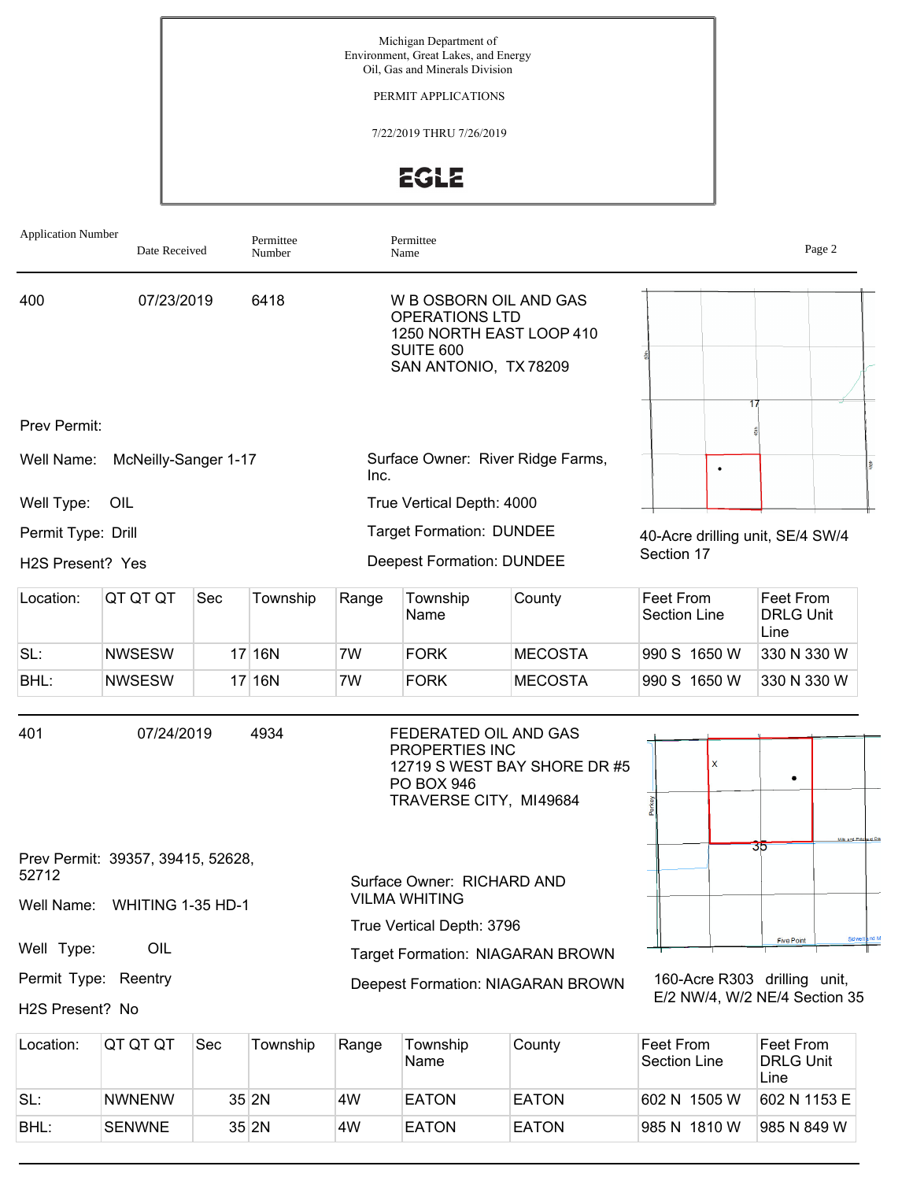Michigan Department of
Environment, Great Lakes, and Energy
Oil, Gas and Minerals Division

PERMIT APPLICATIONS

7/22/2019 THRU 7/26/2019

EGLE

| Application Number | Date Received | Permittee Number | Permittee Name |
|---|---|---|---|

---

**400** | 07/23/2019 | 6418 | W B OSBORN OIL AND GAS OPERATIONS LTD
1250 NORTH EAST LOOP 410
SUITE 600
SAN ANTONIO, TX 78209

Prev Permit:

Well Name: McNeilly-Sanger 1-17

Well Type: OIL

Permit Type: Drill

H2S Present? Yes

Surface Owner: River Ridge Farms, Inc.

True Vertical Depth: 4000

Target Formation: DUNDEE

Deepest Formation: DUNDEE

40-Acre drilling unit, SE/4 SW/4 Section 17

| Location: | QT QT QT | Sec | Township | Range | Township Name | County | Feet From Section Line | Feet From DRLG Unit Line |
|---|---|---|---|---|---|---|---|---|
| SL: | NWSESW | 17 | 16N | 7W | FORK | MECOSTA | 990 S 1650 W | 330 N 330 W |
| BHL: | NWSESW | 17 | 16N | 7W | FORK | MECOSTA | 990 S 1650 W | 330 N 330 W |

---

**401** | 07/24/2019 | 4934 | FEDERATED OIL AND GAS PROPERTIES INC
12719 S WEST BAY SHORE DR #5
PO BOX 946
TRAVERSE CITY, MI 49684

Prev Permit: 39357, 39415, 52628, 52712

Well Name: WHITING 1-35 HD-1

Well Type: OIL

Permit Type: Reentry

H2S Present? No

Surface Owner: RICHARD AND VILMA WHITING

True Vertical Depth: 3796

Target Formation: NIAGARAN BROWN

Deepest Formation: NIAGARAN BROWN

160-Acre R303 drilling unit, E/2 NW/4, W/2 NE/4 Section 35

| Location: | QT QT QT | Sec | Township | Range | Township Name | County | Feet From Section Line | Feet From DRLG Unit Line |
|---|---|---|---|---|---|---|---|---|
| SL: | NWNENW | 35 | 2N | 4W | EATON | EATON | 602 N 1505 W | 602 N 1153 E |
| BHL: | SENWNE | 35 | 2N | 4W | EATON | EATON | 985 N 1810 W | 985 N 849 W |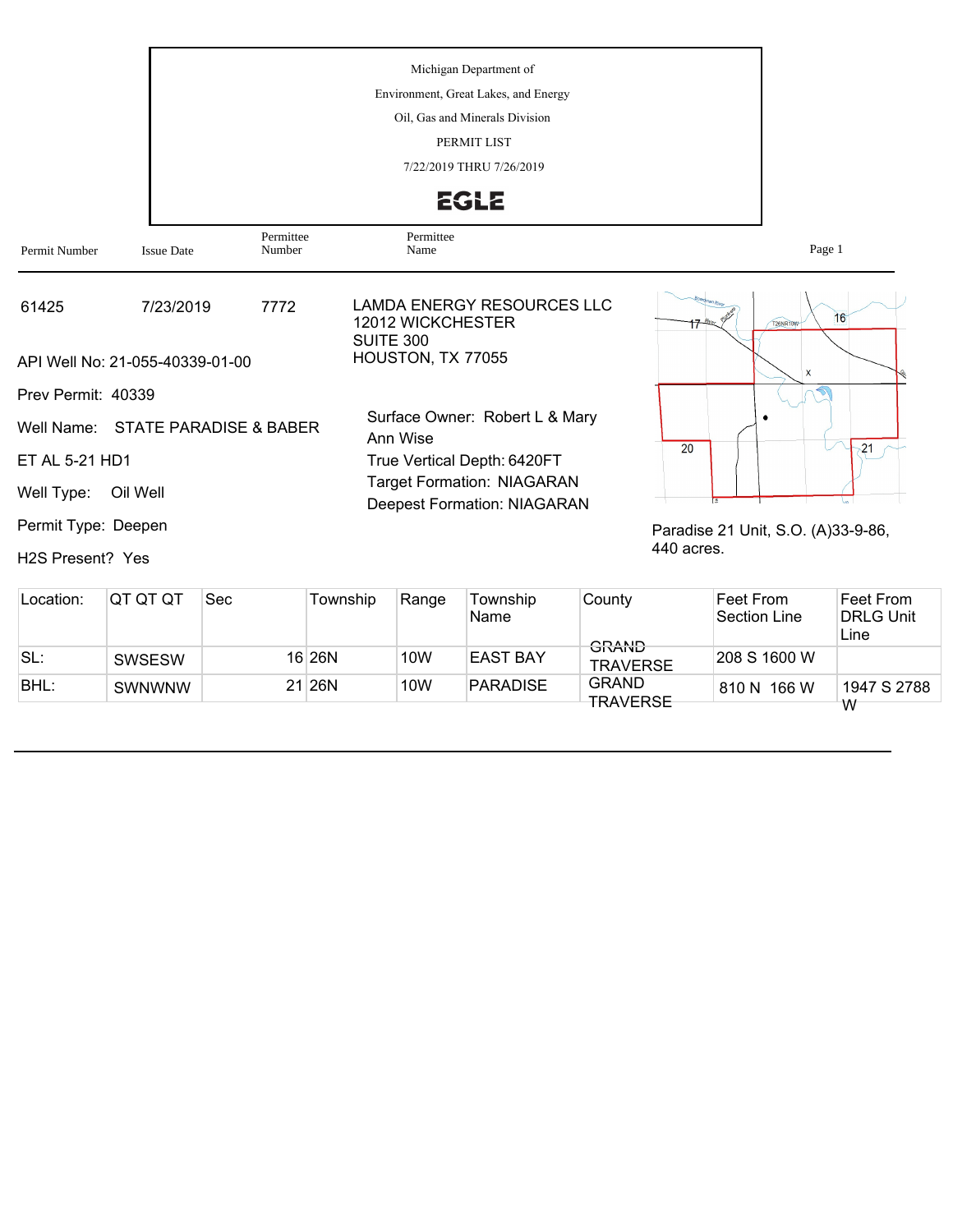Michigan Department of
Environment, Great Lakes, and Energy
Oil, Gas and Minerals Division
PERMIT LIST
7/22/2019 THRU 7/26/2019

EGLE

| Permit Number | Issue Date | Permittee Number | Permittee Name |
|---|---|---|---|
| 61425 | 7/23/2019 | 7772 | LAMDA ENERGY RESOURCES LLC<br>12012 WICKCHESTER<br>SUITE 300<br>HOUSTON, TX 77055 |

API Well No: 21-055-40339-01-00

Prev Permit: 40339

Well Name: STATE PARADISE & BABER ET AL 5-21 HD1

Well Type: Oil Well

Permit Type: Deepen

H2S Present? Yes

Surface Owner: Robert L & Mary Ann Wise
True Vertical Depth: 6420FT
Target Formation: NIAGARAN
Deepest Formation: NIAGARAN

Paradise 21 Unit, S.O. (A)33-9-86, 440 acres.

| Location: | QT QT QT | Sec | Township | Range | Township Name | County | Feet From Section Line | Feet From DRLG Unit Line |
|---|---|---|---|---|---|---|---|---|
| SL: | SWSESW | 16 | 26N | 10W | EAST BAY | GRAND TRAVERSE | 208 S 1600 W | |
| BHL: | SWNWNW | 21 | 26N | 10W | PARADISE | GRAND TRAVERSE | 810 N 166 W | 1947 S 2788 W |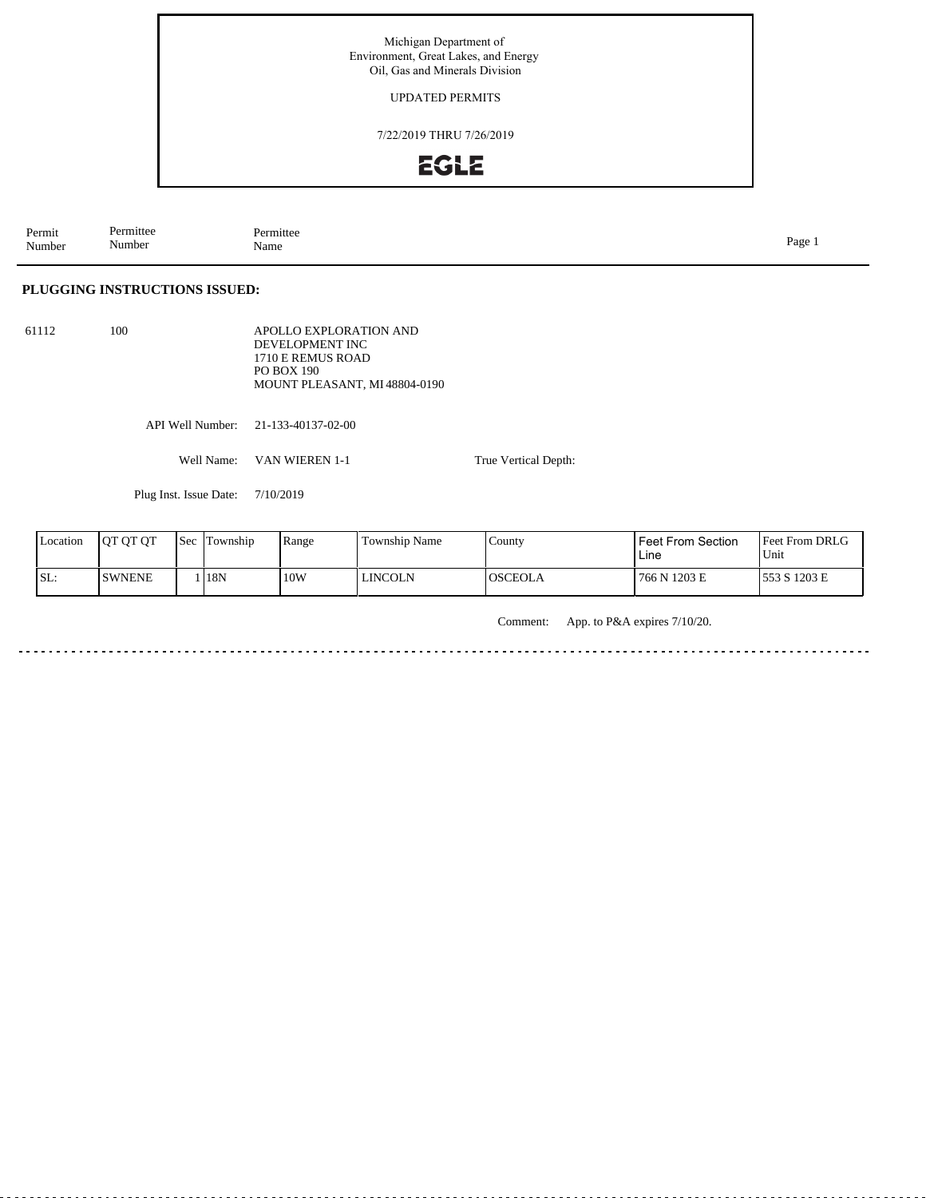Michigan Department of
Environment, Great Lakes, and Energy
Oil, Gas and Minerals Division

UPDATED PERMITS

7/22/2019 THRU 7/26/2019

EGLE

| Permit Number | Permittee Number | Permittee Name |
|---|---|---|

## PLUGGING INSTRUCTIONS ISSUED:

61112 | 100 | APOLLO EXPLORATION AND DEVELOPMENT INC
1710 E REMUS ROAD
PO BOX 190
MOUNT PLEASANT, MI 48804-0190

API Well Number: 21-133-40137-02-00

Well Name: VAN WIEREN 1-1

True Vertical Depth:

Plug Inst. Issue Date: 7/10/2019

| Location | QT QT QT | Sec | Township | Range | Township Name | County | Feet From Section Line | Feet From DRLG Unit |
|---|---|---|---|---|---|---|---|---|
| SL: | SWNENE | 1 | 18N | 10W | LINCOLN | OSCEOLA | 766 N 1203 E | 553 S 1203 E |

Comment: App. to P&A expires 7/10/20.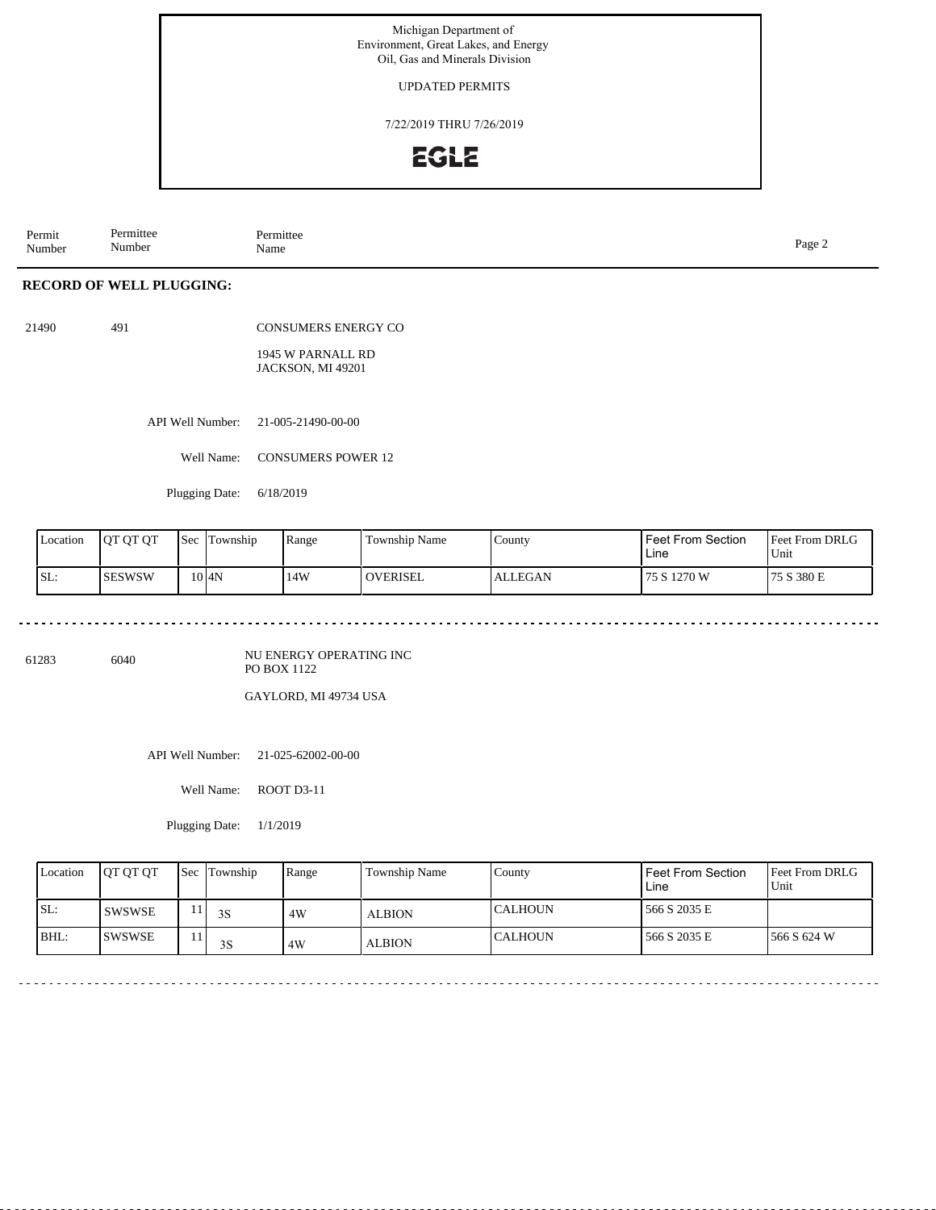Michigan Department of
Environment, Great Lakes, and Energy
Oil, Gas and Minerals Division

UPDATED PERMITS

7/22/2019 THRU 7/26/2019

EGLE

| Permit Number | Permittee Number | Permittee Name |
|---|---|---|

## RECORD OF WELL PLUGGING:

21490 491 CONSUMERS ENERGY CO

1945 W PARNALL RD
JACKSON, MI 49201

API Well Number: 21-005-21490-00-00

Well Name: CONSUMERS POWER 12

Plugging Date: 6/18/2019

| Location | QT QT QT | Sec | Township | Range | Township Name | County | Feet From Section Line | Feet From DRLG Unit |
|---|---|---|---|---|---|---|---|---|
| SL: | SESWSW | 10 | 4N | 14W | OVERISEL | ALLEGAN | 75 S 1270 W | 75 S 380 E |

---

61283 6040 NU ENERGY OPERATING INC
PO BOX 1122

GAYLORD, MI 49734 USA

API Well Number: 21-025-62002-00-00

Well Name: ROOT D3-11

Plugging Date: 1/1/2019

| Location | QT QT QT | Sec | Township | Range | Township Name | County | Feet From Section Line | Feet From DRLG Unit |
|---|---|---|---|---|---|---|---|---|
| SL: | SWSWSE | 11 | 3S | 4W | ALBION | CALHOUN | 566 S 2035 E | |
| BHL: | SWSWSE | 11 | 3S | 4W | ALBION | CALHOUN | 566 S 2035 E | 566 S 624 W |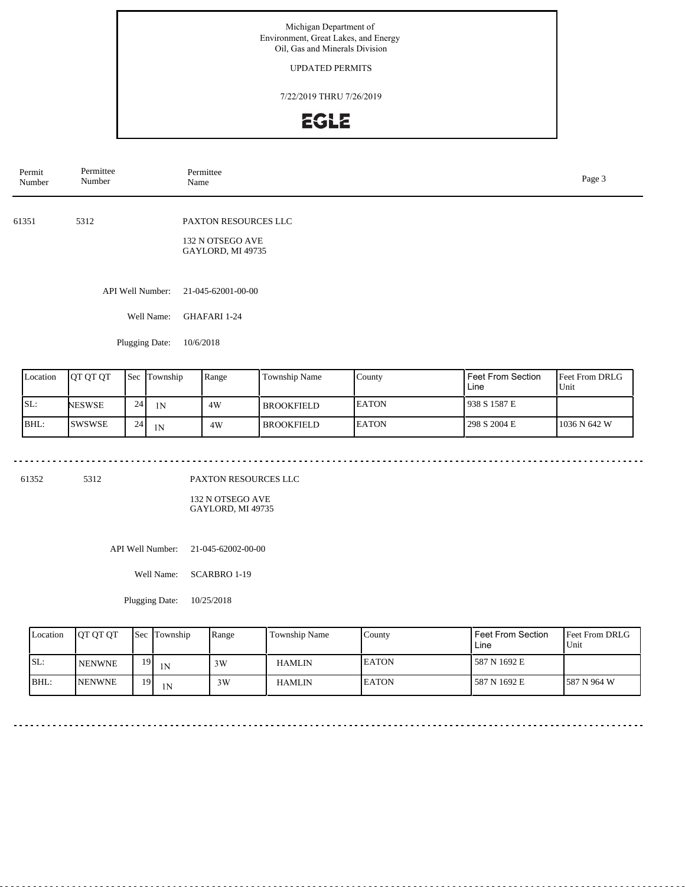Michigan Department of
Environment, Great Lakes, and Energy
Oil, Gas and Minerals Division

UPDATED PERMITS

7/22/2019 THRU 7/26/2019

EGLE

| Permit Number | Permittee Number | Permittee Name |
|---|---|---|

---

**61351** &nbsp;&nbsp; **5312** &nbsp;&nbsp; PAXTON RESOURCES LLC

132 N OTSEGO AVE
GAYLORD, MI 49735

API Well Number: 21-045-62001-00-00

Well Name: GHAFARI 1-24

Plugging Date: 10/6/2018

| Location | QT QT QT | Sec | Township | Range | Township Name | County | Feet From Section Line | Feet From DRLG Unit |
|---|---|---|---|---|---|---|---|---|
| SL: | NESWSE | 24 | 1N | 4W | BROOKFIELD | EATON | 938 S 1587 E | |
| BHL: | SWSWSE | 24 | 1N | 4W | BROOKFIELD | EATON | 298 S 2004 E | 1036 N 642 W |

---

**61352** &nbsp;&nbsp; **5312** &nbsp;&nbsp; PAXTON RESOURCES LLC

132 N OTSEGO AVE
GAYLORD, MI 49735

API Well Number: 21-045-62002-00-00

Well Name: SCARBRO 1-19

Plugging Date: 10/25/2018

| Location | QT QT QT | Sec | Township | Range | Township Name | County | Feet From Section Line | Feet From DRLG Unit |
|---|---|---|---|---|---|---|---|---|
| SL: | NENWNE | 19 | 1N | 3W | HAMLIN | EATON | 587 N 1692 E | |
| BHL: | NENWNE | 19 | 1N | 3W | HAMLIN | EATON | 587 N 1692 E | 587 N 964 W |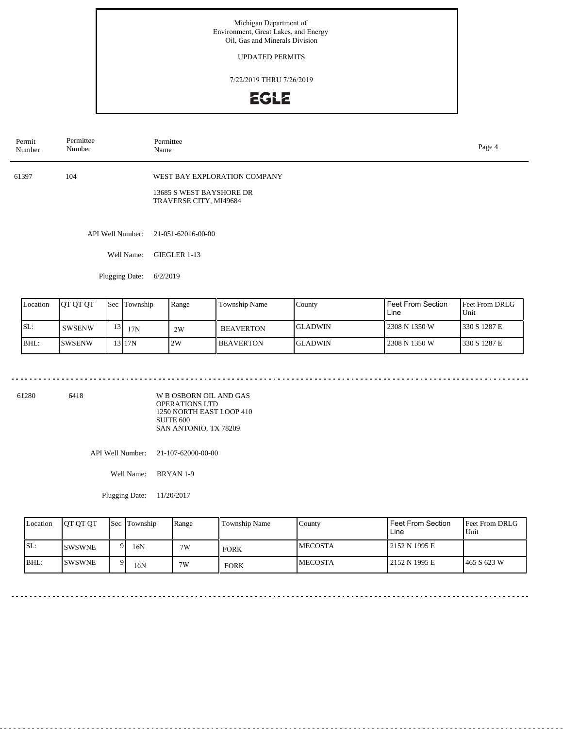Michigan Department of
Environment, Great Lakes, and Energy
Oil, Gas and Minerals Division

UPDATED PERMITS

7/22/2019 THRU 7/26/2019

EGLE

| Permit Number | Permittee Number | Permittee Name |
|---|---|---|

61397 104 WEST BAY EXPLORATION COMPANY

13685 S WEST BAYSHORE DR
TRAVERSE CITY, MI49684

API Well Number: 21-051-62016-00-00

Well Name: GIEGLER 1-13

Plugging Date: 6/2/2019

| Location | QT QT QT | Sec | Township | Range | Township Name | County | Feet From Section Line | Feet From DRLG Unit |
|---|---|---|---|---|---|---|---|---|
| SL: | SWSENW | 13 | 17N | 2W | BEAVERTON | GLADWIN | 2308 N 1350 W | 330 S 1287 E |
| BHL: | SWSENW | 13 | 17N | 2W | BEAVERTON | GLADWIN | 2308 N 1350 W | 330 S 1287 E |

61280 6418 W B OSBORN OIL AND GAS OPERATIONS LTD

1250 NORTH EAST LOOP 410
SUITE 600
SAN ANTONIO, TX 78209

API Well Number: 21-107-62000-00-00

Well Name: BRYAN 1-9

Plugging Date: 11/20/2017

| Location | QT QT QT | Sec | Township | Range | Township Name | County | Feet From Section Line | Feet From DRLG Unit |
|---|---|---|---|---|---|---|---|---|
| SL: | SWSWNE | 9 | 16N | 7W | FORK | MECOSTA | 2152 N 1995 E | |
| BHL: | SWSWNE | 9 | 16N | 7W | FORK | MECOSTA | 2152 N 1995 E | 465 S 623 W |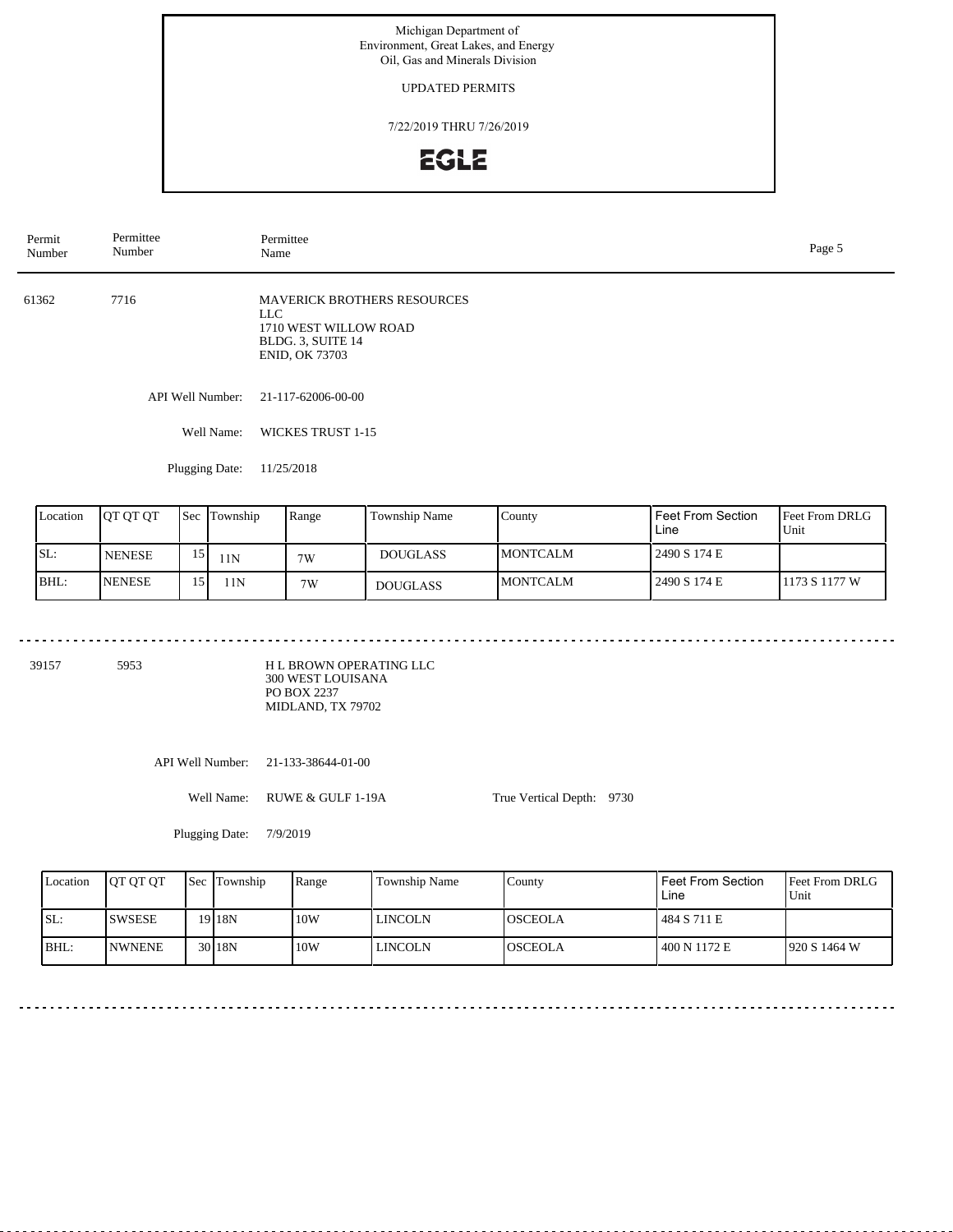Michigan Department of
Environment, Great Lakes, and Energy
Oil, Gas and Minerals Division

UPDATED PERMITS

7/22/2019 THRU 7/26/2019

EGLE

| Permit Number | Permittee Number | Permittee Name |
|---|---|---|

61362 7716

MAVERICK BROTHERS RESOURCES LLC
1710 WEST WILLOW ROAD
BLDG. 3, SUITE 14
ENID, OK 73703

API Well Number: 21-117-62006-00-00

Well Name: WICKES TRUST 1-15

Plugging Date: 11/25/2018

| Location | QT QT QT | Sec | Township | Range | Township Name | County | Feet From Section Line | Feet From DRLG Unit |
|---|---|---|---|---|---|---|---|---|
| SL: | NENESE | 15 | 11N | 7W | DOUGLASS | MONTCALM | 2490 S 174 E | |
| BHL: | NENESE | 15 | 11N | 7W | DOUGLASS | MONTCALM | 2490 S 174 E | 1173 S 1177 W |

---

39157 5953

H L BROWN OPERATING LLC
300 WEST LOUISANA
PO BOX 2237
MIDLAND, TX 79702

API Well Number: 21-133-38644-01-00

Well Name: RUWE & GULF 1-19A True Vertical Depth: 9730

Plugging Date: 7/9/2019

| Location | QT QT QT | Sec | Township | Range | Township Name | County | Feet From Section Line | Feet From DRLG Unit |
|---|---|---|---|---|---|---|---|---|
| SL: | SWSESE | 19 | 18N | 10W | LINCOLN | OSCEOLA | 484 S 711 E | |
| BHL: | NWNENE | 30 | 18N | 10W | LINCOLN | OSCEOLA | 400 N 1172 E | 920 S 1464 W |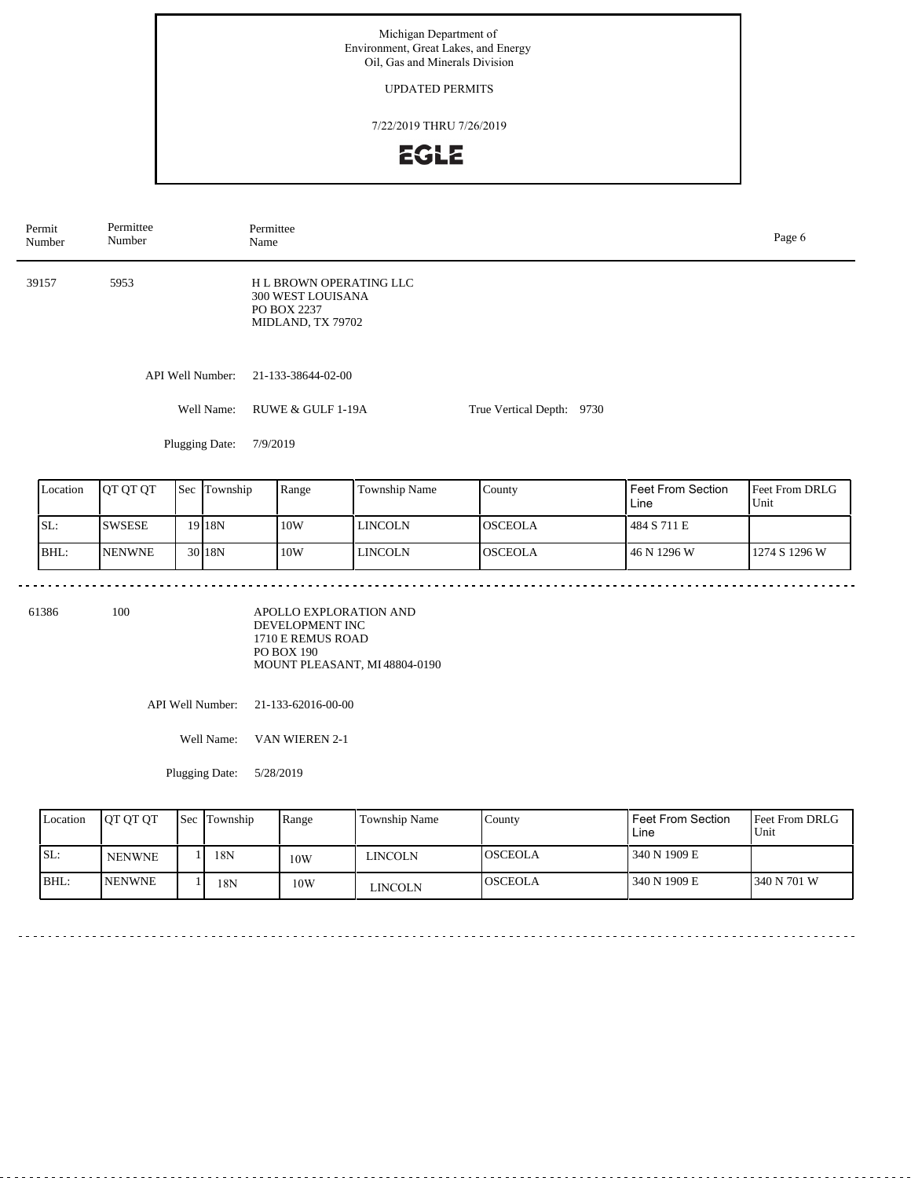Michigan Department of
Environment, Great Lakes, and Energy
Oil, Gas and Minerals Division

UPDATED PERMITS

7/22/2019 THRU 7/26/2019

EGLE

| Permit Number | Permittee Number | Permittee Name |
|---|---|---|

39157 | 5953 | H L BROWN OPERATING LLC
300 WEST LOUISANA
PO BOX 2237
MIDLAND, TX 79702

API Well Number: 21-133-38644-02-00

Well Name: RUWE & GULF 1-19A

True Vertical Depth: 9730

Plugging Date: 7/9/2019

| Location | QT QT QT | Sec | Township | Range | Township Name | County | Feet From Section Line | Feet From DRLG Unit |
|---|---|---|---|---|---|---|---|---|
| SL: | SWSESE | 19 | 18N | 10W | LINCOLN | OSCEOLA | 484 S 711 E | |
| BHL: | NENWNE | 30 | 18N | 10W | LINCOLN | OSCEOLA | 46 N 1296 W | 1274 S 1296 W |

---

61386 | 100 | APOLLO EXPLORATION AND DEVELOPMENT INC
1710 E REMUS ROAD
PO BOX 190
MOUNT PLEASANT, MI 48804-0190

API Well Number: 21-133-62016-00-00

Well Name: VAN WIEREN 2-1

Plugging Date: 5/28/2019

| Location | QT QT QT | Sec | Township | Range | Township Name | County | Feet From Section Line | Feet From DRLG Unit |
|---|---|---|---|---|---|---|---|---|
| SL: | NENWNE | 1 | 18N | 10W | LINCOLN | OSCEOLA | 340 N 1909 E | |
| BHL: | NENWNE | 1 | 18N | 10W | LINCOLN | OSCEOLA | 340 N 1909 E | 340 N 701 W |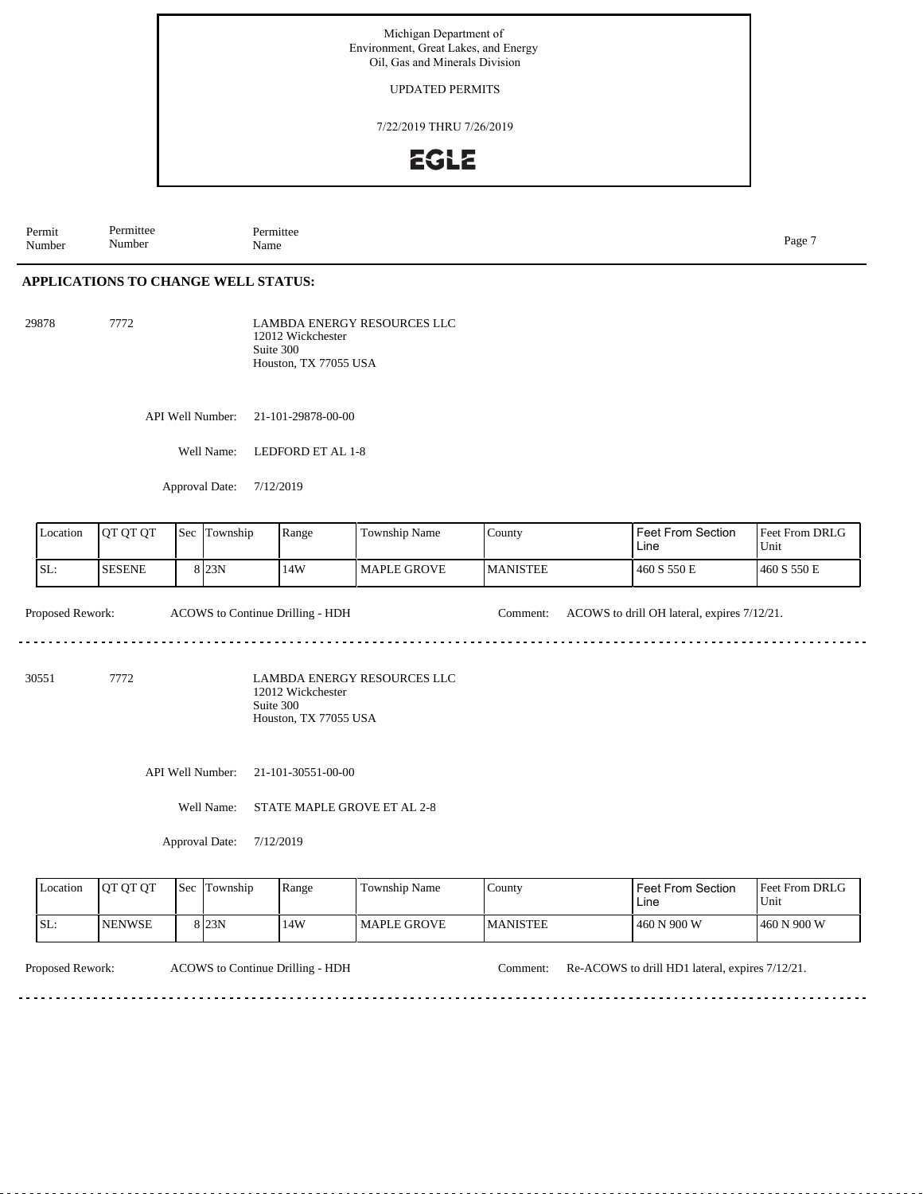Michigan Department of
Environment, Great Lakes, and Energy
Oil, Gas and Minerals Division

UPDATED PERMITS

7/22/2019 THRU 7/26/2019

EGLE

| Permit Number | Permittee Number | Permittee Name |
|---|---|---|

## APPLICATIONS TO CHANGE WELL STATUS:

**29878** | **7772** | LAMBDA ENERGY RESOURCES LLC
12012 Wickchester
Suite 300
Houston, TX 77055 USA

API Well Number: 21-101-29878-00-00

Well Name: LEDFORD ET AL 1-8

Approval Date: 7/12/2019

| Location | QT QT QT | Sec | Township | Range | Township Name | County | Feet From Section Line | Feet From DRLG Unit |
|---|---|---|---|---|---|---|---|---|
| SL: | SESENE | 8 | 23N | 14W | MAPLE GROVE | MANISTEE | 460 S 550 E | 460 S 550 E |

Proposed Rework: ACOWS to Continue Drilling - HDH

Comment: ACOWS to drill OH lateral, expires 7/12/21.

---

**30551** | **7772** | LAMBDA ENERGY RESOURCES LLC
12012 Wickchester
Suite 300
Houston, TX 77055 USA

API Well Number: 21-101-30551-00-00

Well Name: STATE MAPLE GROVE ET AL 2-8

Approval Date: 7/12/2019

| Location | QT QT QT | Sec | Township | Range | Township Name | County | Feet From Section Line | Feet From DRLG Unit |
|---|---|---|---|---|---|---|---|---|
| SL: | NENWSE | 8 | 23N | 14W | MAPLE GROVE | MANISTEE | 460 N 900 W | 460 N 900 W |

Proposed Rework: ACOWS to Continue Drilling - HDH

Comment: Re-ACOWS to drill HD1 lateral, expires 7/12/21.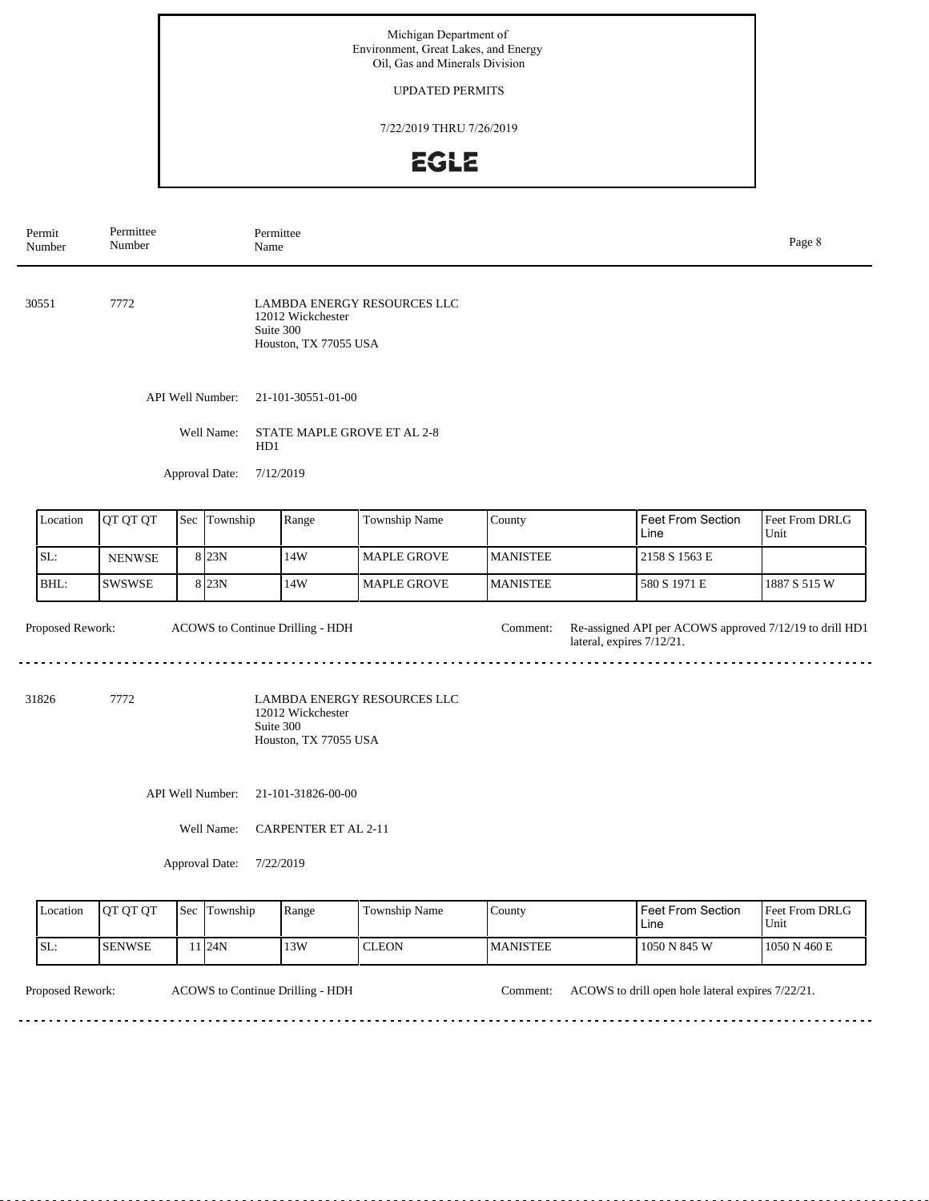Michigan Department of
Environment, Great Lakes, and Energy
Oil, Gas and Minerals Division

UPDATED PERMITS

7/22/2019 THRU 7/26/2019

EGLE

| Permit Number | Permittee Number | Permittee Name |
|---|---|---|

**30551** 7772

LAMBDA ENERGY RESOURCES LLC
12012 Wickchester
Suite 300
Houston, TX 77055 USA

API Well Number: 21-101-30551-01-00

Well Name: STATE MAPLE GROVE ET AL 2-8 HD1

Approval Date: 7/12/2019

| Location | QT QT QT | Sec | Township | Range | Township Name | County | Feet From Section Line | Feet From DRLG Unit |
|---|---|---|---|---|---|---|---|---|
| SL: | NENWSE | 8 | 23N | 14W | MAPLE GROVE | MANISTEE | 2158 S 1563 E | |
| BHL: | SWSWSE | 8 | 23N | 14W | MAPLE GROVE | MANISTEE | 580 S 1971 E | 1887 S 515 W |

Proposed Rework: ACOWS to Continue Drilling - HDH

Comment: Re-assigned API per ACOWS approved 7/12/19 to drill HD1 lateral, expires 7/12/21.

---

**31826** 7772

LAMBDA ENERGY RESOURCES LLC
12012 Wickchester
Suite 300
Houston, TX 77055 USA

API Well Number: 21-101-31826-00-00

Well Name: CARPENTER ET AL 2-11

Approval Date: 7/22/2019

| Location | QT QT QT | Sec | Township | Range | Township Name | County | Feet From Section Line | Feet From DRLG Unit |
|---|---|---|---|---|---|---|---|---|
| SL: | SENWSE | 11 | 24N | 13W | CLEON | MANISTEE | 1050 N 845 W | 1050 N 460 E |

Proposed Rework: ACOWS to Continue Drilling - HDH

Comment: ACOWS to drill open hole lateral expires 7/22/21.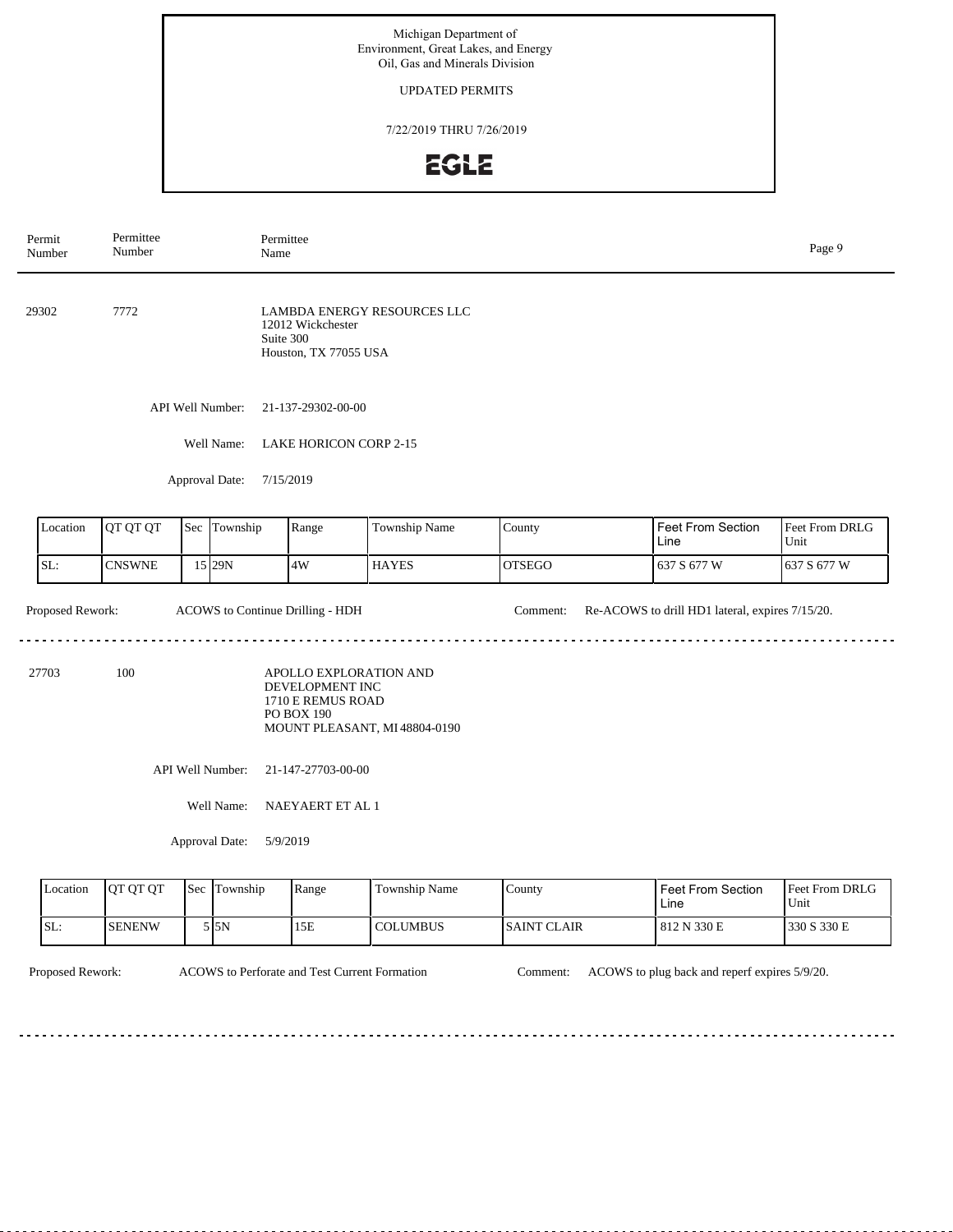Michigan Department of
Environment, Great Lakes, and Energy
Oil, Gas and Minerals Division

UPDATED PERMITS

7/22/2019 THRU 7/26/2019

EGLE

| Permit Number | Permittee Number | Permittee Name |
|---|---|---|

29302 7772 LAMBDA ENERGY RESOURCES LLC
12012 Wickchester
Suite 300
Houston, TX 77055 USA

API Well Number: 21-137-29302-00-00

Well Name: LAKE HORICON CORP 2-15

Approval Date: 7/15/2019

| Location | QT QT QT | Sec | Township | Range | Township Name | County | Feet From Section Line | Feet From DRLG Unit |
|---|---|---|---|---|---|---|---|---|
| SL: | CNSWNE | 15 | 29N | 4W | HAYES | OTSEGO | 637 S 677 W | 637 S 677 W |

Proposed Rework: ACOWS to Continue Drilling - HDH

Comment: Re-ACOWS to drill HD1 lateral, expires 7/15/20.

---

27703 100 APOLLO EXPLORATION AND DEVELOPMENT INC
1710 E REMUS ROAD
PO BOX 190
MOUNT PLEASANT, MI 48804-0190

API Well Number: 21-147-27703-00-00

Well Name: NAEYAERT ET AL 1

Approval Date: 5/9/2019

| Location | QT QT QT | Sec | Township | Range | Township Name | County | Feet From Section Line | Feet From DRLG Unit |
|---|---|---|---|---|---|---|---|---|
| SL: | SENENW | 5 | 5N | 15E | COLUMBUS | SAINT CLAIR | 812 N 330 E | 330 S 330 E |

Proposed Rework: ACOWS to Perforate and Test Current Formation

Comment: ACOWS to plug back and reperf expires 5/9/20.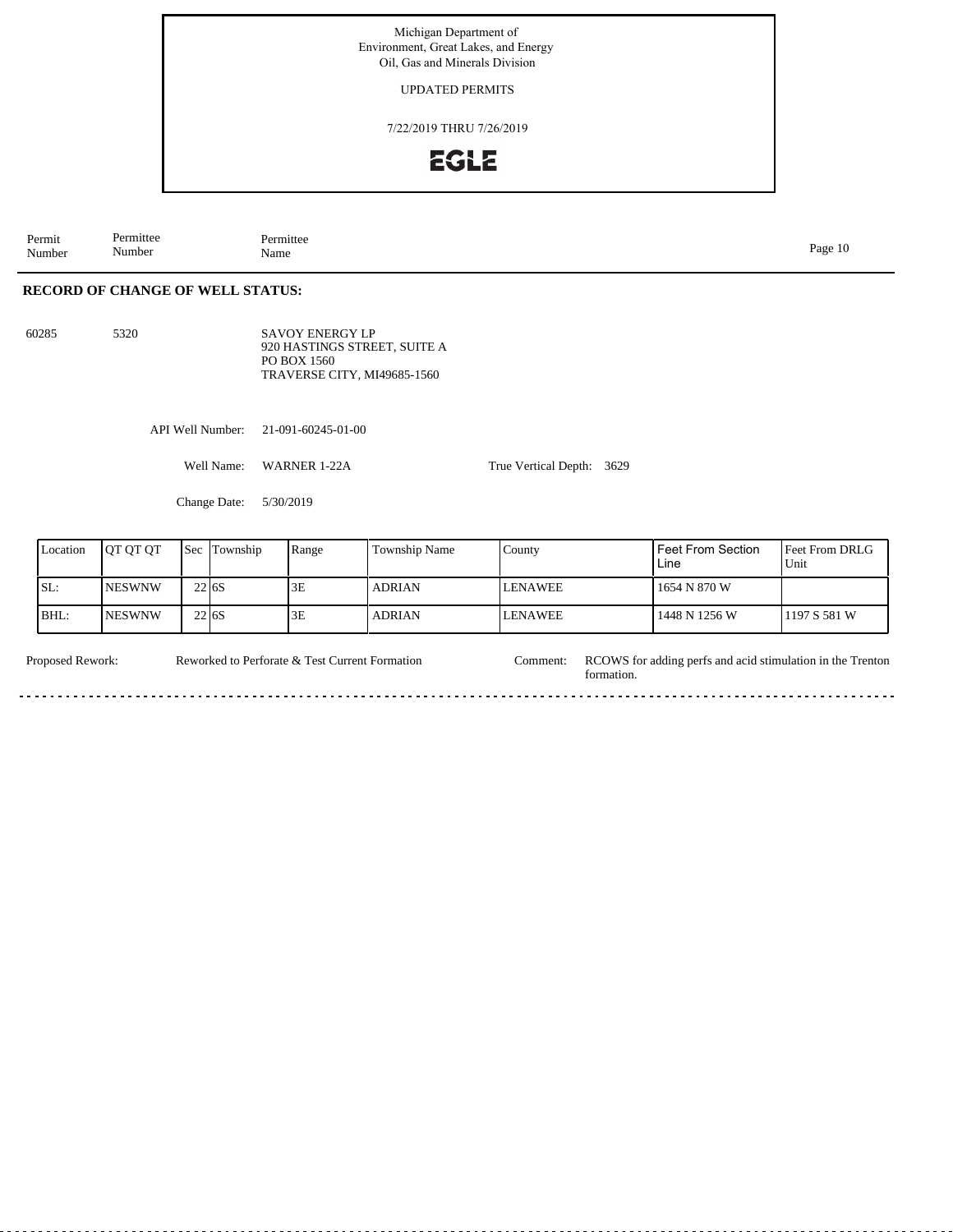Michigan Department of
Environment, Great Lakes, and Energy
Oil, Gas and Minerals Division

UPDATED PERMITS

7/22/2019 THRU 7/26/2019

EGLE

| Permit Number | Permittee Number | Permittee Name |
|---|---|---|

## RECORD OF CHANGE OF WELL STATUS:

60285 5320 SAVOY ENERGY LP
920 HASTINGS STREET, SUITE A
PO BOX 1560
TRAVERSE CITY, MI49685-1560

API Well Number: 21-091-60245-01-00

Well Name: WARNER 1-22A

True Vertical Depth: 3629

Change Date: 5/30/2019

| Location | QT QT QT | Sec | Township | Range | Township Name | County | Feet From Section Line | Feet From DRLG Unit |
|---|---|---|---|---|---|---|---|---|
| SL: | NESWNW | 22 | 6S | 3E | ADRIAN | LENAWEE | 1654 N 870 W | |
| BHL: | NESWNW | 22 | 6S | 3E | ADRIAN | LENAWEE | 1448 N 1256 W | 1197 S 581 W |

Proposed Rework: Reworked to Perforate & Test Current Formation

Comment: RCOWS for adding perfs and acid stimulation in the Trenton formation.